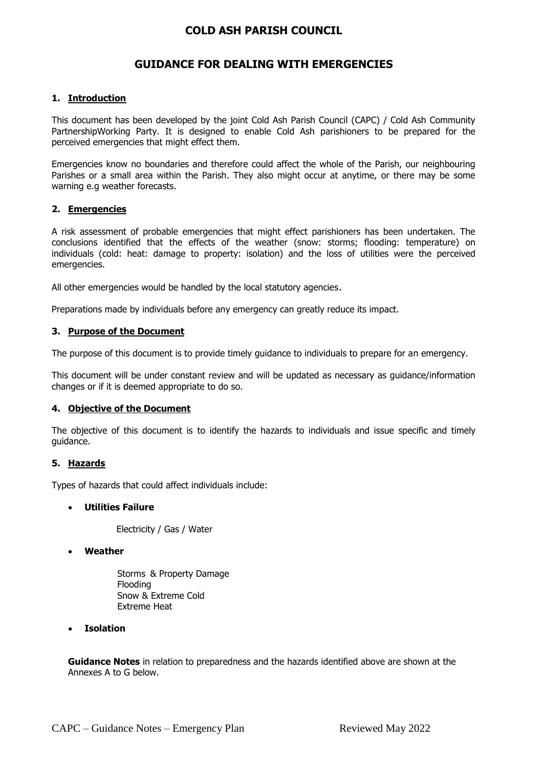# COLD ASH PARISH COUNCIL

## GUIDANCE FOR DEALING WITH EMERGENCIES

### 1. Introduction

This document has been developed by the joint Cold Ash Parish Council (CAPC) / Cold Ash Community PartnershipWorking Party. It is designed to enable Cold Ash parishioners to be prepared for the perceived emergencies that might effect them.

Emergencies know no boundaries and therefore could affect the whole of the Parish, our neighbouring Parishes or a small area within the Parish. They also might occur at anytime, or there may be some warning e.g weather forecasts.

### 2. Emergencies

A risk assessment of probable emergencies that might effect parishioners has been undertaken. The conclusions identified that the effects of the weather (snow: storms; flooding: temperature) on individuals (cold: heat: damage to property: isolation) and the loss of utilities were the perceived emergencies.

All other emergencies would be handled by the local statutory agencies.

Preparations made by individuals before any emergency can greatly reduce its impact.

### 3. Purpose of the Document

The purpose of this document is to provide timely guidance to individuals to prepare for an emergency.

This document will be under constant review and will be updated as necessary as guidance/information changes or if it is deemed appropriate to do so.

### 4. Objective of the Document

The objective of this document is to identify the hazards to individuals and issue specific and timely guidance.

### 5. Hazards

Types of hazards that could affect individuals include:

- **Utilities Failure**

  Electricity / Gas / Water

- **Weather**

  Storms & Property Damage
  Flooding
  Snow & Extreme Cold
  Extreme Heat

- **Isolation**

**Guidance Notes** in relation to preparedness and the hazards identified above are shown at the Annexes A to G below.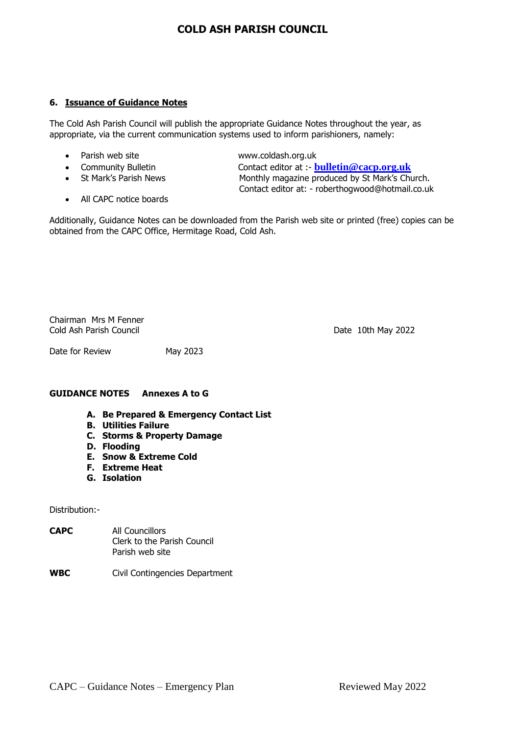## 6. Issuance of Guidance Notes

The Cold Ash Parish Council will publish the appropriate Guidance Notes throughout the year, as appropriate, via the current communication systems used to inform parishioners, namely:

- Parish web site — www.coldash.org.uk
- Community Bulletin — Contact editor at :- **bulletin@cacp.org.uk**
- St Mark's Parish News — Monthly magazine produced by St Mark's Church. Contact editor at: - roberthogwood@hotmail.co.uk
- All CAPC notice boards

Additionally, Guidance Notes can be downloaded from the Parish web site or printed (free) copies can be obtained from the CAPC Office, Hermitage Road, Cold Ash.

Chairman Mrs M Fenner
Cold Ash Parish Council

Date 10th May 2022

Date for Review May 2023

**GUIDANCE NOTES Annexes A to G**

- **A. Be Prepared & Emergency Contact List**
- **B. Utilities Failure**
- **C. Storms & Property Damage**
- **D. Flooding**
- **E. Snow & Extreme Cold**
- **F. Extreme Heat**
- **G. Isolation**

Distribution:-

**CAPC** All Councillors
Clerk to the Parish Council
Parish web site

**WBC** Civil Contingencies Department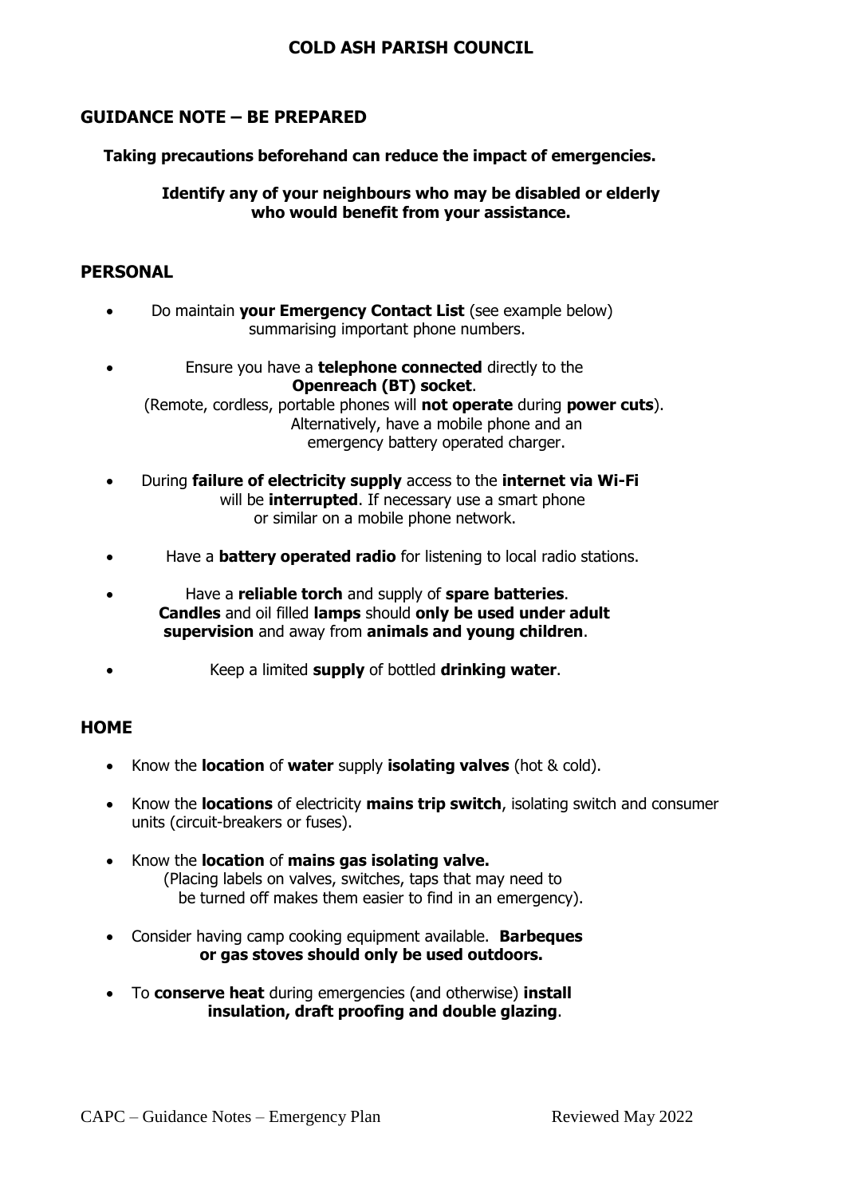# COLD ASH PARISH COUNCIL

## GUIDANCE NOTE – BE PREPARED

**Taking precautions beforehand can reduce the impact of emergencies.**

**Identify any of your neighbours who may be disabled or elderly who would benefit from your assistance.**

## PERSONAL

- Do maintain **your Emergency Contact List** (see example below) summarising important phone numbers.
- Ensure you have a **telephone connected** directly to the **Openreach (BT) socket**. (Remote, cordless, portable phones will **not operate** during **power cuts**). Alternatively, have a mobile phone and an emergency battery operated charger.
- During **failure of electricity supply** access to the **internet via Wi-Fi** will be **interrupted**. If necessary use a smart phone or similar on a mobile phone network.
- Have a **battery operated radio** for listening to local radio stations.
- Have a **reliable torch** and supply of **spare batteries**. **Candles** and oil filled **lamps** should **only be used under adult supervision** and away from **animals and young children**.
- Keep a limited **supply** of bottled **drinking water**.

## HOME

- Know the **location** of **water** supply **isolating valves** (hot & cold).
- Know the **locations** of electricity **mains trip switch**, isolating switch and consumer units (circuit-breakers or fuses).
- Know the **location** of **mains gas isolating valve.** (Placing labels on valves, switches, taps that may need to be turned off makes them easier to find in an emergency).
- Consider having camp cooking equipment available. **Barbeques or gas stoves should only be used outdoors.**
- To **conserve heat** during emergencies (and otherwise) **install insulation, draft proofing and double glazing**.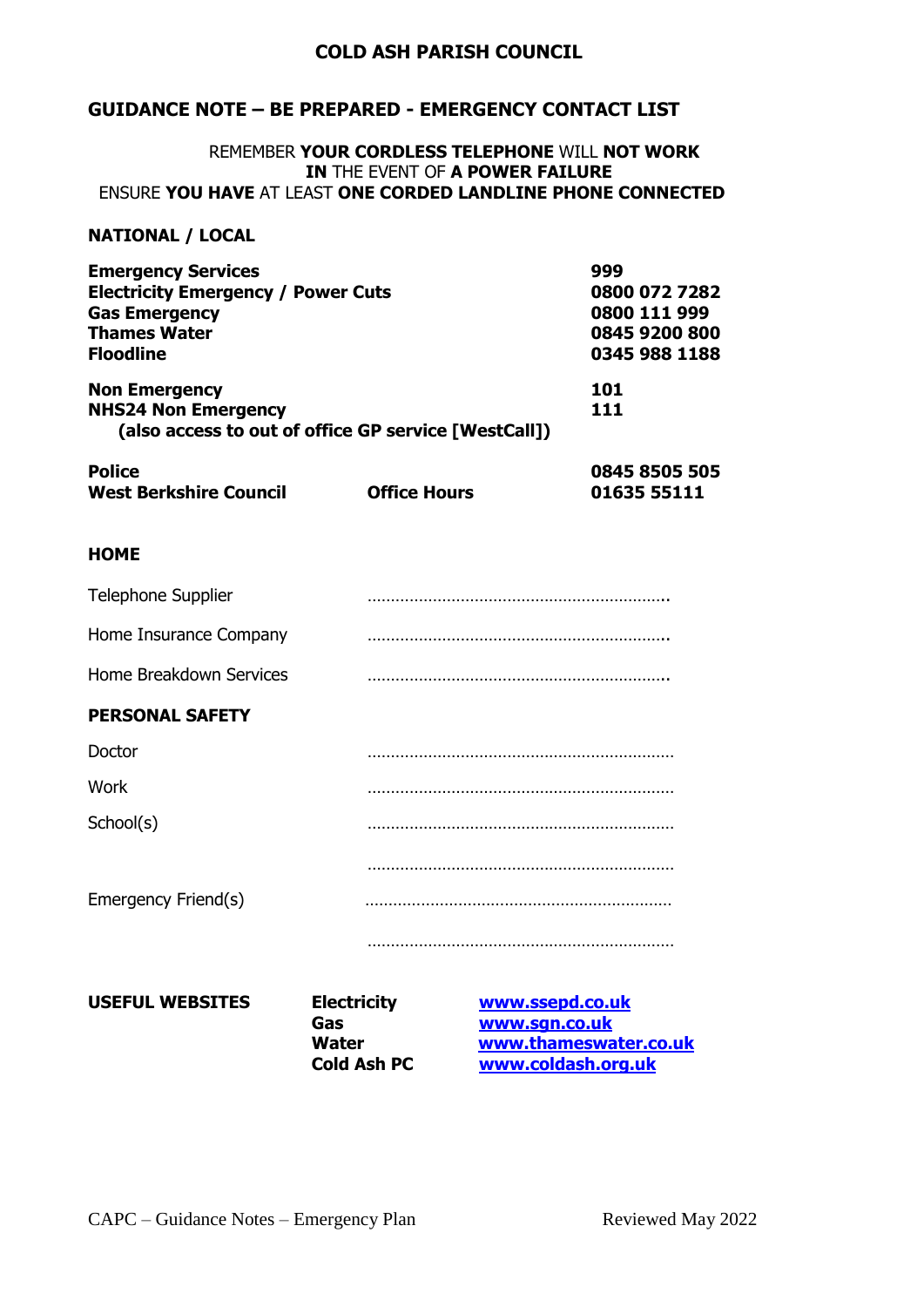# COLD ASH PARISH COUNCIL

## GUIDANCE NOTE – BE PREPARED - EMERGENCY CONTACT LIST

REMEMBER **YOUR CORDLESS TELEPHONE** WILL **NOT WORK IN** THE EVENT OF **A POWER FAILURE**
ENSURE **YOU HAVE** AT LEAST **ONE CORDED LANDLINE PHONE CONNECTED**

### NATIONAL / LOCAL

| | | |
|---|---|---|
| **Emergency Services** | | **999** |
| **Electricity Emergency / Power Cuts** | | **0800 072 7282** |
| **Gas Emergency** | | **0800 111 999** |
| **Thames Water** | | **0845 9200 800** |
| **Floodline** | | **0345 988 1188** |
| **Non Emergency** | | **101** |
| **NHS24 Non Emergency** (also access to out of office GP service [WestCall]) | | **111** |
| **Police** | | **0845 8505 505** |
| **West Berkshire Council** | **Office Hours** | **01635 55111** |

### HOME

Telephone Supplier ………………………………………………………..

Home Insurance Company ………………………………………………………..

Home Breakdown Services ………………………………………………………..

### PERSONAL SAFETY

Doctor ………………………………………………………..

Work ………………………………………………………..

School(s) ………………………………………………………..

………………………………………………………..

Emergency Friend(s) ………………………………………………………..

………………………………………………………..

### USEFUL WEBSITES

| | |
|---|---|
| **Electricity** | [www.ssepd.co.uk](http://www.ssepd.co.uk) |
| **Gas** | [www.sgn.co.uk](http://www.sgn.co.uk) |
| **Water** | [www.thameswater.co.uk](http://www.thameswater.co.uk) |
| **Cold Ash PC** | [www.coldash.org.uk](http://www.coldash.org.uk) |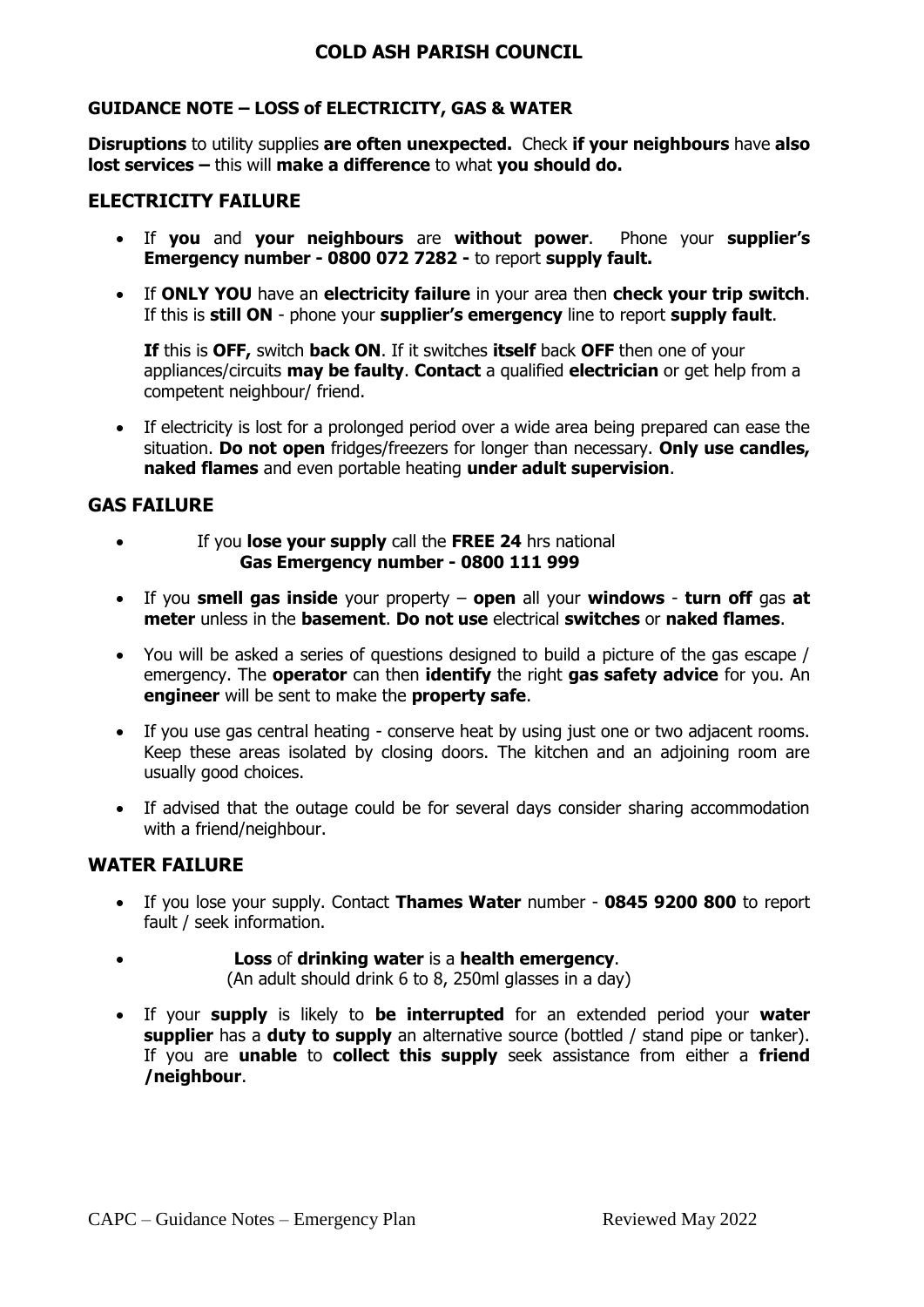# COLD ASH PARISH COUNCIL

**GUIDANCE NOTE – LOSS of ELECTRICITY, GAS & WATER**

**Disruptions** to utility supplies **are often unexpected.** Check **if your neighbours** have **also lost services –** this will **make a difference** to what **you should do.**

## ELECTRICITY FAILURE

- If **you** and **your neighbours** are **without power**. Phone your **supplier's Emergency number - 0800 072 7282 -** to report **supply fault.**
- If **ONLY YOU** have an **electricity failure** in your area then **check your trip switch**. If this is **still ON** - phone your **supplier's emergency** line to report **supply fault**.

  **If** this is **OFF,** switch **back ON**. If it switches **itself** back **OFF** then one of your appliances/circuits **may be faulty**. **Contact** a qualified **electrician** or get help from a competent neighbour/ friend.

- If electricity is lost for a prolonged period over a wide area being prepared can ease the situation. **Do not open** fridges/freezers for longer than necessary. **Only use candles, naked flames** and even portable heating **under adult supervision**.

## GAS FAILURE

- If you **lose your supply** call the **FREE 24** hrs national **Gas Emergency number - 0800 111 999**
- If you **smell gas inside** your property – **open** all your **windows** - **turn off** gas **at meter** unless in the **basement**. **Do not use** electrical **switches** or **naked flames**.
- You will be asked a series of questions designed to build a picture of the gas escape / emergency. The **operator** can then **identify** the right **gas safety advice** for you. An **engineer** will be sent to make the **property safe**.
- If you use gas central heating - conserve heat by using just one or two adjacent rooms. Keep these areas isolated by closing doors. The kitchen and an adjoining room are usually good choices.
- If advised that the outage could be for several days consider sharing accommodation with a friend/neighbour.

## WATER FAILURE

- If you lose your supply. Contact **Thames Water** number - **0845 9200 800** to report fault / seek information.
- **Loss** of **drinking water** is a **health emergency**. (An adult should drink 6 to 8, 250ml glasses in a day)
- If your **supply** is likely to **be interrupted** for an extended period your **water supplier** has a **duty to supply** an alternative source (bottled / stand pipe or tanker). If you are **unable** to **collect this supply** seek assistance from either a **friend /neighbour**.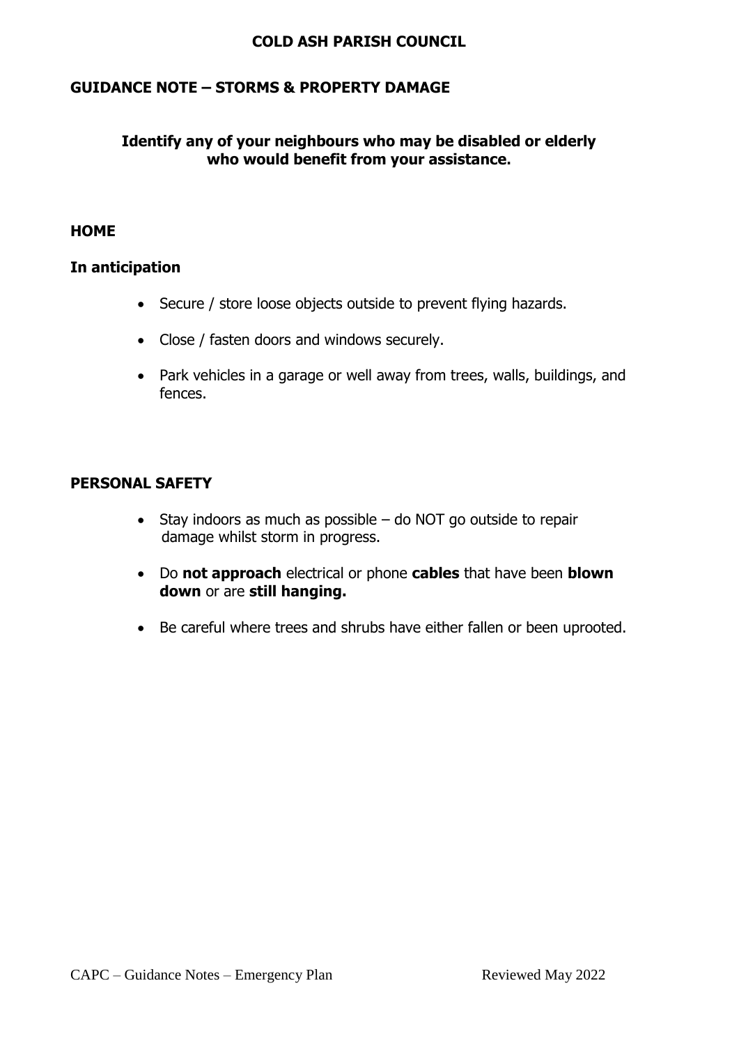**COLD ASH PARISH COUNCIL**

## GUIDANCE NOTE – STORMS & PROPERTY DAMAGE

**Identify any of your neighbours who may be disabled or elderly who would benefit from your assistance.**

### HOME

#### In anticipation

- Secure / store loose objects outside to prevent flying hazards.
- Close / fasten doors and windows securely.
- Park vehicles in a garage or well away from trees, walls, buildings, and fences.

### PERSONAL SAFETY

- Stay indoors as much as possible – do NOT go outside to repair damage whilst storm in progress.
- Do **not approach** electrical or phone **cables** that have been **blown down** or are **still hanging.**
- Be careful where trees and shrubs have either fallen or been uprooted.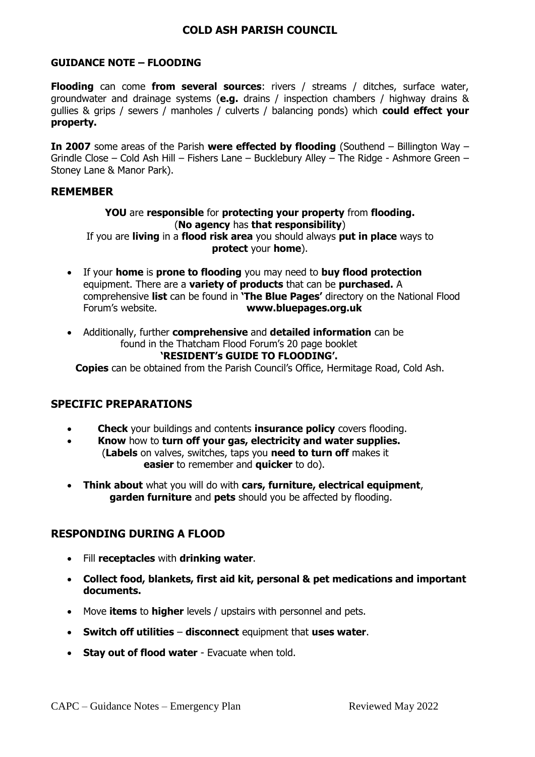# COLD ASH PARISH COUNCIL

**GUIDANCE NOTE – FLOODING**

**Flooding** can come **from several sources**: rivers / streams / ditches, surface water, groundwater and drainage systems (**e.g.** drains / inspection chambers / highway drains & gullies & grips / sewers / manholes / culverts / balancing ponds) which **could effect your property.**

**In 2007** some areas of the Parish **were effected by flooding** (Southend – Billington Way – Grindle Close – Cold Ash Hill – Fishers Lane – Bucklebury Alley – The Ridge - Ashmore Green – Stoney Lane & Manor Park).

## REMEMBER

**YOU** are **responsible** for **protecting your property** from **flooding.**
(**No agency** has **that responsibility**)
If you are **living** in a **flood risk area** you should always **put in place** ways to **protect** your **home**).

- If your **home** is **prone to flooding** you may need to **buy flood protection** equipment. There are a **variety of products** that can be **purchased.** A comprehensive **list** can be found in **'The Blue Pages'** directory on the National Flood Forum's website. **www.bluepages.org.uk**
- Additionally, further **comprehensive** and **detailed information** can be found in the Thatcham Flood Forum's 20 page booklet **'RESIDENT's GUIDE TO FLOODING'.**

**Copies** can be obtained from the Parish Council's Office, Hermitage Road, Cold Ash.

## SPECIFIC PREPARATIONS

- **Check** your buildings and contents **insurance policy** covers flooding.
- **Know** how to **turn off your gas, electricity and water supplies.** (**Labels** on valves, switches, taps you **need to turn off** makes it **easier** to remember and **quicker** to do).
- **Think about** what you will do with **cars, furniture, electrical equipment**, **garden furniture** and **pets** should you be affected by flooding.

## RESPONDING DURING A FLOOD

- Fill **receptacles** with **drinking water**.
- **Collect food, blankets, first aid kit, personal & pet medications and important documents.**
- Move **items** to **higher** levels / upstairs with personnel and pets.
- **Switch off utilities** – **disconnect** equipment that **uses water**.
- **Stay out of flood water** - Evacuate when told.

CAPC – Guidance Notes – Emergency Plan Reviewed May 2022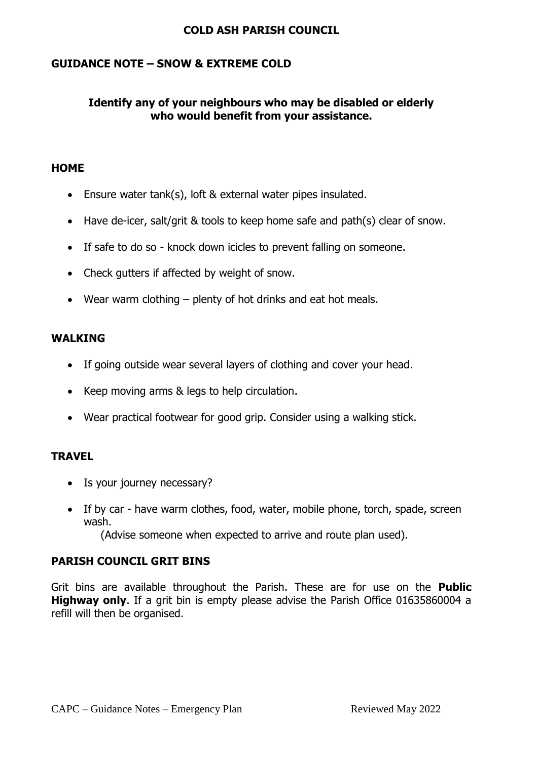# COLD ASH PARISH COUNCIL

## GUIDANCE NOTE – SNOW & EXTREME COLD

**Identify any of your neighbours who may be disabled or elderly who would benefit from your assistance.**

### HOME

- Ensure water tank(s), loft & external water pipes insulated.
- Have de-icer, salt/grit & tools to keep home safe and path(s) clear of snow.
- If safe to do so - knock down icicles to prevent falling on someone.
- Check gutters if affected by weight of snow.
- Wear warm clothing – plenty of hot drinks and eat hot meals.

### WALKING

- If going outside wear several layers of clothing and cover your head.
- Keep moving arms & legs to help circulation.
- Wear practical footwear for good grip. Consider using a walking stick.

### TRAVEL

- Is your journey necessary?
- If by car - have warm clothes, food, water, mobile phone, torch, spade, screen wash.
  (Advise someone when expected to arrive and route plan used).

### PARISH COUNCIL GRIT BINS

Grit bins are available throughout the Parish. These are for use on the **Public Highway only**. If a grit bin is empty please advise the Parish Office 01635860004 a refill will then be organised.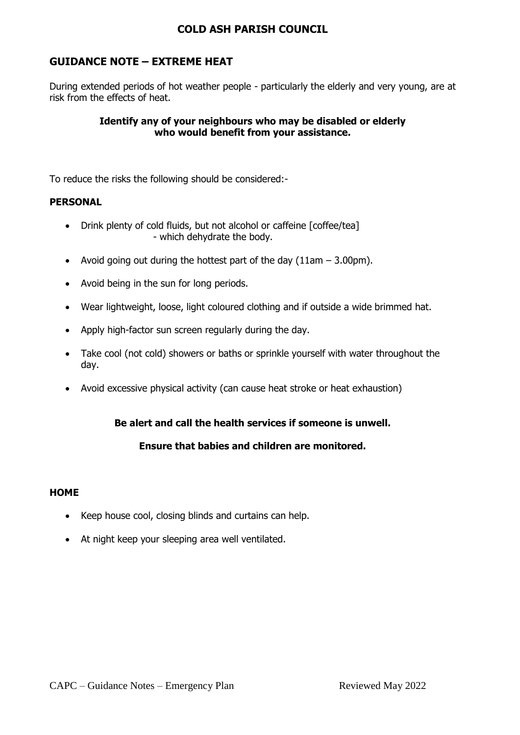# COLD ASH PARISH COUNCIL

## GUIDANCE NOTE – EXTREME HEAT

During extended periods of hot weather people - particularly the elderly and very young, are at risk from the effects of heat.

**Identify any of your neighbours who may be disabled or elderly who would benefit from your assistance.**

To reduce the risks the following should be considered:-

### PERSONAL

- Drink plenty of cold fluids, but not alcohol or caffeine [coffee/tea] - which dehydrate the body.
- Avoid going out during the hottest part of the day (11am – 3.00pm).
- Avoid being in the sun for long periods.
- Wear lightweight, loose, light coloured clothing and if outside a wide brimmed hat.
- Apply high-factor sun screen regularly during the day.
- Take cool (not cold) showers or baths or sprinkle yourself with water throughout the day.
- Avoid excessive physical activity (can cause heat stroke or heat exhaustion)

**Be alert and call the health services if someone is unwell.**

**Ensure that babies and children are monitored.**

### HOME

- Keep house cool, closing blinds and curtains can help.
- At night keep your sleeping area well ventilated.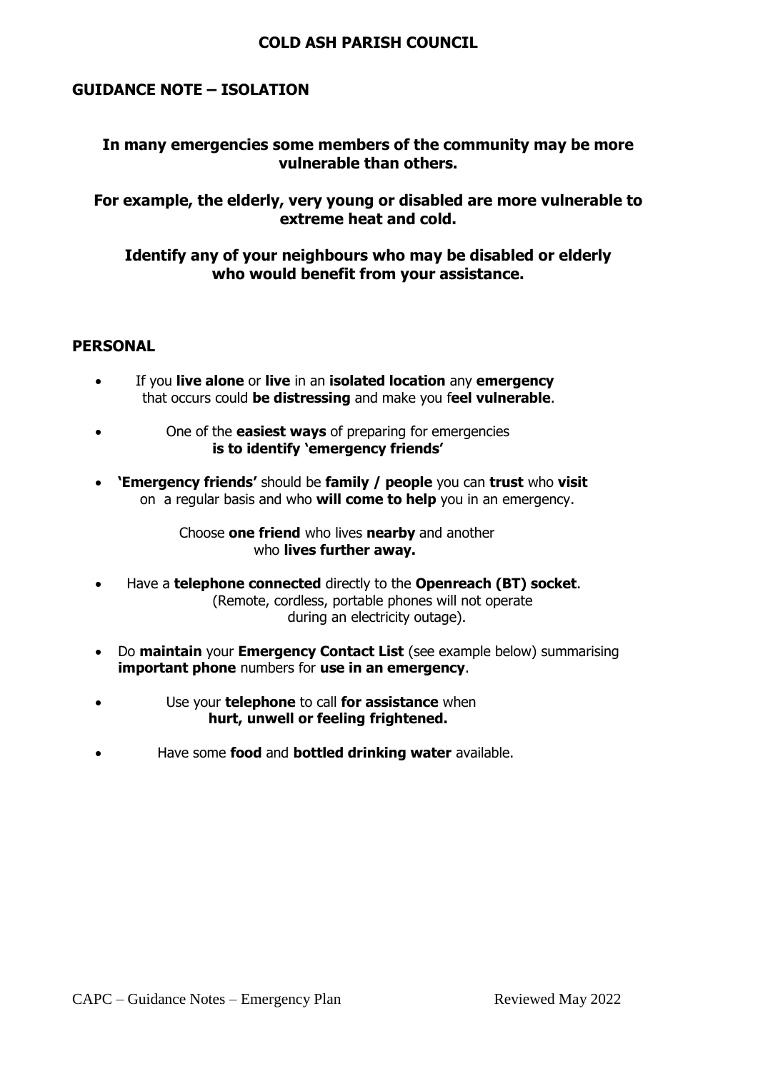# COLD ASH PARISH COUNCIL

## GUIDANCE NOTE – ISOLATION

**In many emergencies some members of the community may be more vulnerable than others.**

**For example, the elderly, very young or disabled are more vulnerable to extreme heat and cold.**

**Identify any of your neighbours who may be disabled or elderly who would benefit from your assistance.**

## PERSONAL

- If you **live alone** or **live** in an **isolated location** any **emergency** that occurs could **be distressing** and make you f**eel vulnerable**.
- One of the **easiest ways** of preparing for emergencies **is to identify 'emergency friends'**
- **'Emergency friends'** should be **family / people** you can **trust** who **visit** on a regular basis and who **will come to help** you in an emergency.

  Choose **one friend** who lives **nearby** and another who **lives further away.**

- Have a **telephone connected** directly to the **Openreach (BT) socket**. (Remote, cordless, portable phones will not operate during an electricity outage).
- Do **maintain** your **Emergency Contact List** (see example below) summarising **important phone** numbers for **use in an emergency**.
- Use your **telephone** to call **for assistance** when **hurt, unwell or feeling frightened.**
- Have some **food** and **bottled drinking water** available.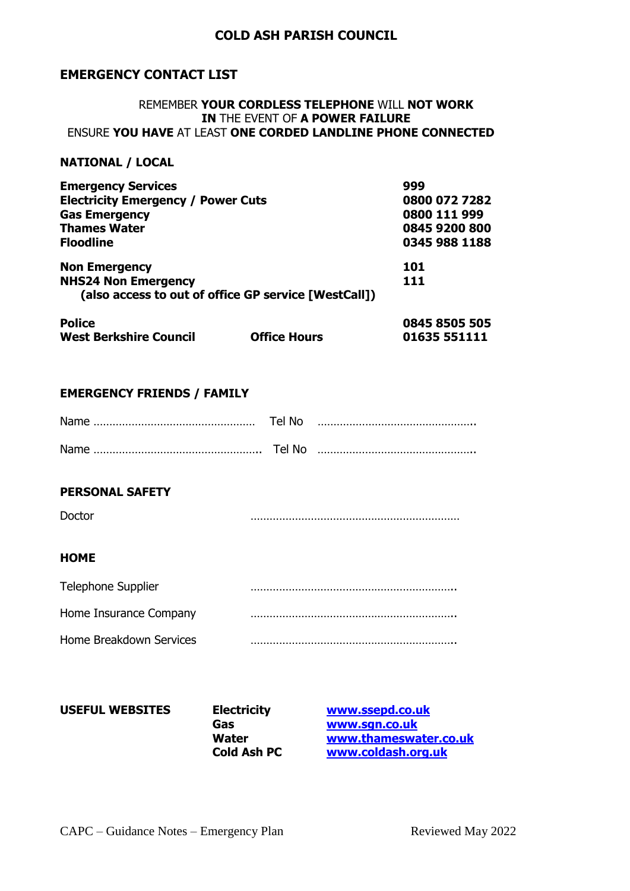# COLD ASH PARISH COUNCIL

## EMERGENCY CONTACT LIST

REMEMBER **YOUR CORDLESS TELEPHONE** WILL **NOT WORK**
**IN** THE EVENT OF **A POWER FAILURE**
ENSURE **YOU HAVE** AT LEAST **ONE CORDED LANDLINE PHONE CONNECTED**

### NATIONAL / LOCAL

| | |
|---|---|
| **Emergency Services** | **999** |
| **Electricity Emergency / Power Cuts** | **0800 072 7282** |
| **Gas Emergency** | **0800 111 999** |
| **Thames Water** | **0845 9200 800** |
| **Floodline** | **0345 988 1188** |
| **Non Emergency** | **101** |
| **NHS24 Non Emergency** (also access to out of office GP service [WestCall]) | **111** |
| **Police** | **0845 8505 505** |
| **West Berkshire Council** — **Office Hours** | **01635 551111** |

### EMERGENCY FRIENDS / FAMILY

Name …………………………………………… Tel No …………………………………………..

Name …………………………………………….. Tel No …………………………………………..

### PERSONAL SAFETY

Doctor …………………………………………………………

### HOME

Telephone Supplier …………………………………………………….

Home Insurance Company …………………………………………………….

Home Breakdown Services …………………………………………………….

### USEFUL WEBSITES

| | |
|---|---|
| **Electricity** | **www.ssepd.co.uk** |
| **Gas** | **www.sgn.co.uk** |
| **Water** | **www.thameswater.co.uk** |
| **Cold Ash PC** | **www.coldash.org.uk** |